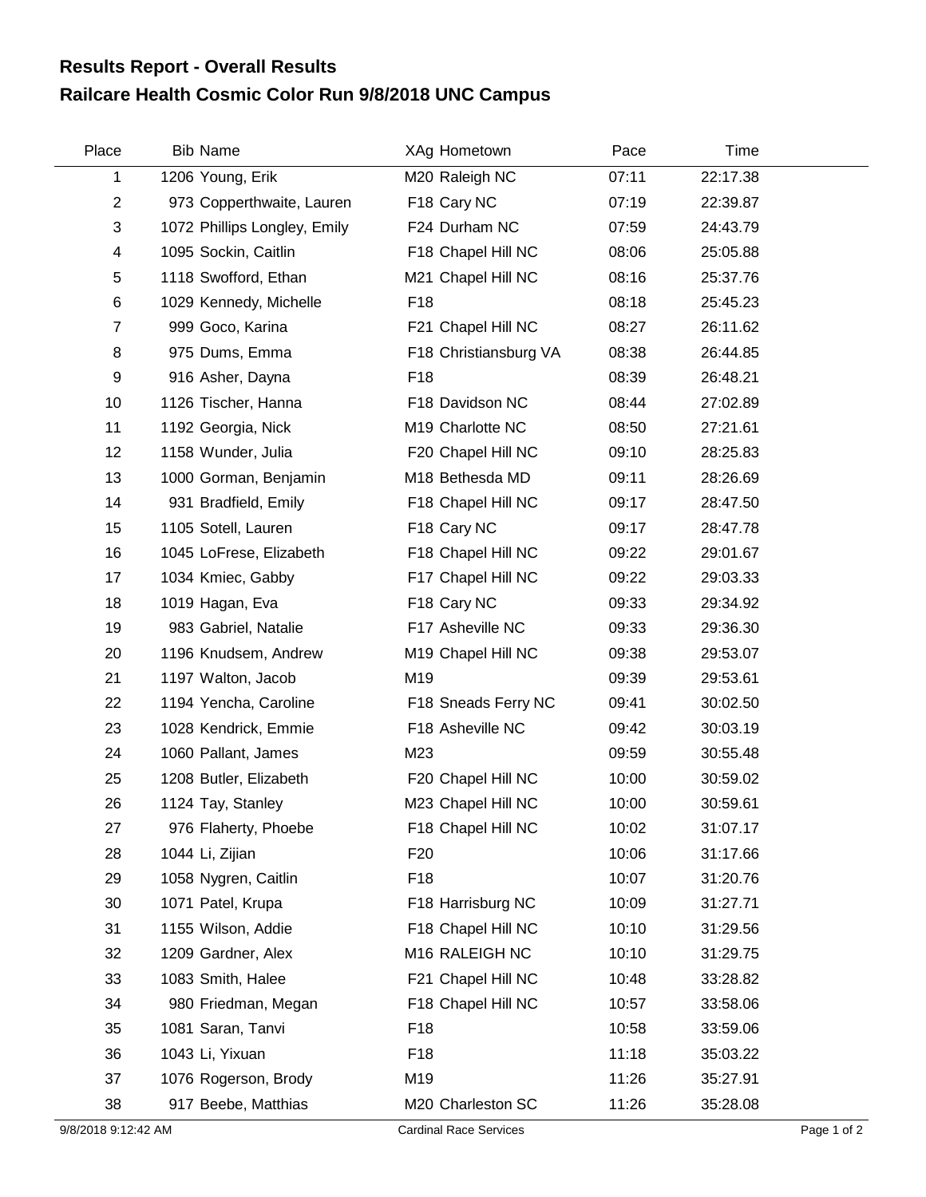## Results Report - Overall Results

## Railcare Health Cosmic Color Run 9/8/2018 UNC Campus

| Place | Bib | Name | XAg | Hometown | Pace | Time |
|---|---|---|---|---|---|---|
| 1 | 1206 | Young, Erik | M20 | Raleigh NC | 07:11 | 22:17.38 |
| 2 | 973 | Copperthwaite, Lauren | F18 | Cary NC | 07:19 | 22:39.87 |
| 3 | 1072 | Phillips Longley, Emily | F24 | Durham NC | 07:59 | 24:43.79 |
| 4 | 1095 | Sockin, Caitlin | F18 | Chapel Hill NC | 08:06 | 25:05.88 |
| 5 | 1118 | Swofford, Ethan | M21 | Chapel Hill NC | 08:16 | 25:37.76 |
| 6 | 1029 | Kennedy, Michelle | F18 | | 08:18 | 25:45.23 |
| 7 | 999 | Goco, Karina | F21 | Chapel Hill NC | 08:27 | 26:11.62 |
| 8 | 975 | Dums, Emma | F18 | Christiansburg VA | 08:38 | 26:44.85 |
| 9 | 916 | Asher, Dayna | F18 | | 08:39 | 26:48.21 |
| 10 | 1126 | Tischer, Hanna | F18 | Davidson NC | 08:44 | 27:02.89 |
| 11 | 1192 | Georgia, Nick | M19 | Charlotte NC | 08:50 | 27:21.61 |
| 12 | 1158 | Wunder, Julia | F20 | Chapel Hill NC | 09:10 | 28:25.83 |
| 13 | 1000 | Gorman, Benjamin | M18 | Bethesda MD | 09:11 | 28:26.69 |
| 14 | 931 | Bradfield, Emily | F18 | Chapel Hill NC | 09:17 | 28:47.50 |
| 15 | 1105 | Sotell, Lauren | F18 | Cary NC | 09:17 | 28:47.78 |
| 16 | 1045 | LoFrese, Elizabeth | F18 | Chapel Hill NC | 09:22 | 29:01.67 |
| 17 | 1034 | Kmiec, Gabby | F17 | Chapel Hill NC | 09:22 | 29:03.33 |
| 18 | 1019 | Hagan, Eva | F18 | Cary NC | 09:33 | 29:34.92 |
| 19 | 983 | Gabriel, Natalie | F17 | Asheville NC | 09:33 | 29:36.30 |
| 20 | 1196 | Knudsem, Andrew | M19 | Chapel Hill NC | 09:38 | 29:53.07 |
| 21 | 1197 | Walton, Jacob | M19 | | 09:39 | 29:53.61 |
| 22 | 1194 | Yencha, Caroline | F18 | Sneads Ferry NC | 09:41 | 30:02.50 |
| 23 | 1028 | Kendrick, Emmie | F18 | Asheville NC | 09:42 | 30:03.19 |
| 24 | 1060 | Pallant, James | M23 | | 09:59 | 30:55.48 |
| 25 | 1208 | Butler, Elizabeth | F20 | Chapel Hill NC | 10:00 | 30:59.02 |
| 26 | 1124 | Tay, Stanley | M23 | Chapel Hill NC | 10:00 | 30:59.61 |
| 27 | 976 | Flaherty, Phoebe | F18 | Chapel Hill NC | 10:02 | 31:07.17 |
| 28 | 1044 | Li, Zijian | F20 | | 10:06 | 31:17.66 |
| 29 | 1058 | Nygren, Caitlin | F18 | | 10:07 | 31:20.76 |
| 30 | 1071 | Patel, Krupa | F18 | Harrisburg NC | 10:09 | 31:27.71 |
| 31 | 1155 | Wilson, Addie | F18 | Chapel Hill NC | 10:10 | 31:29.56 |
| 32 | 1209 | Gardner, Alex | M16 | RALEIGH NC | 10:10 | 31:29.75 |
| 33 | 1083 | Smith, Halee | F21 | Chapel Hill NC | 10:48 | 33:28.82 |
| 34 | 980 | Friedman, Megan | F18 | Chapel Hill NC | 10:57 | 33:58.06 |
| 35 | 1081 | Saran, Tanvi | F18 | | 10:58 | 33:59.06 |
| 36 | 1043 | Li, Yixuan | F18 | | 11:18 | 35:03.22 |
| 37 | 1076 | Rogerson, Brody | M19 | | 11:26 | 35:27.91 |
| 38 | 917 | Beebe, Matthias | M20 | Charleston SC | 11:26 | 35:28.08 |

9/8/2018 9:12:42 AM Cardinal Race Services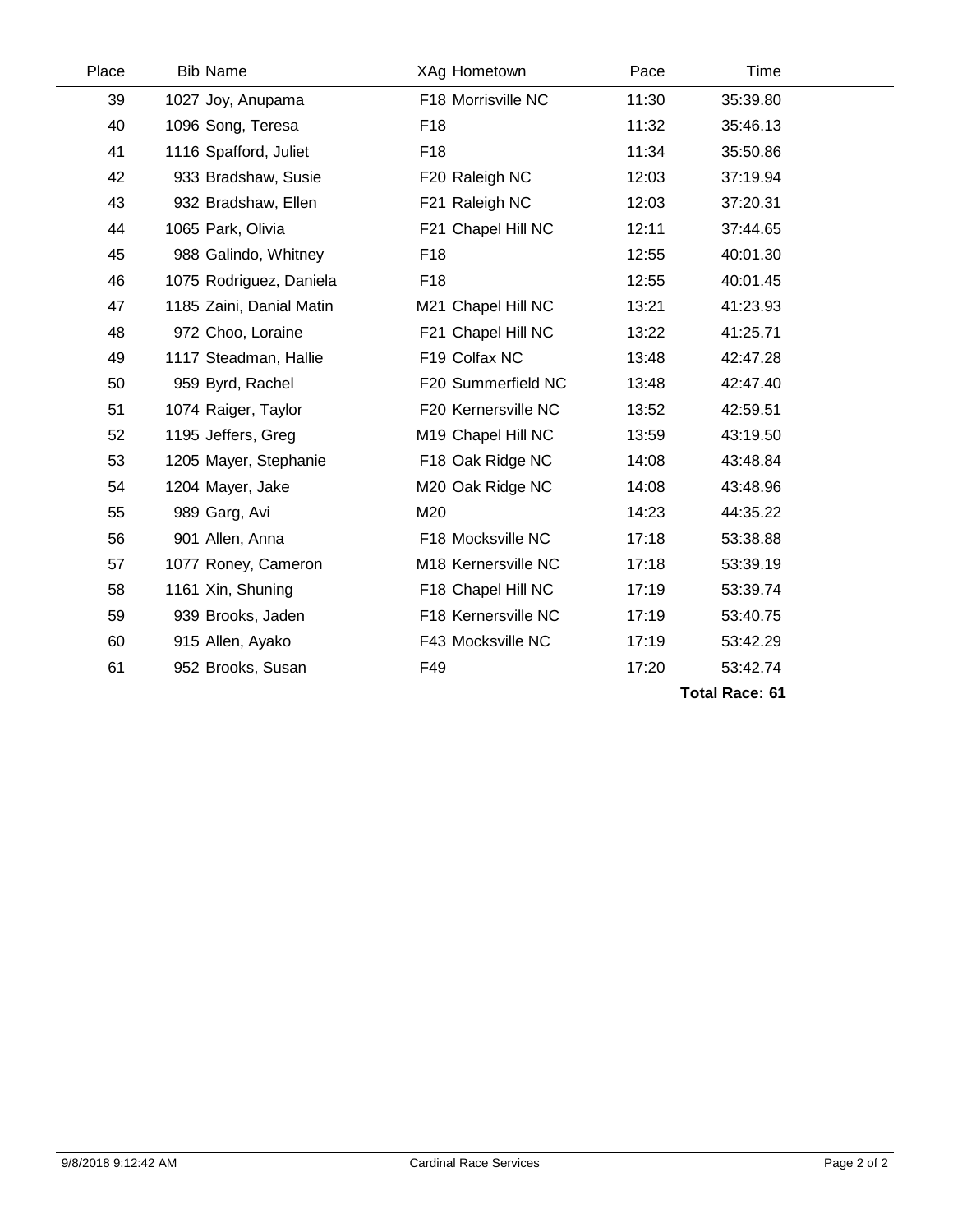| Place | Bib | Name | XAg | Hometown | Pace | Time |
|---|---|---|---|---|---|---|
| 39 | 1027 | Joy, Anupama | F18 | Morrisville NC | 11:30 | 35:39.80 |
| 40 | 1096 | Song, Teresa | F18 | | 11:32 | 35:46.13 |
| 41 | 1116 | Spafford, Juliet | F18 | | 11:34 | 35:50.86 |
| 42 | 933 | Bradshaw, Susie | F20 | Raleigh NC | 12:03 | 37:19.94 |
| 43 | 932 | Bradshaw, Ellen | F21 | Raleigh NC | 12:03 | 37:20.31 |
| 44 | 1065 | Park, Olivia | F21 | Chapel Hill NC | 12:11 | 37:44.65 |
| 45 | 988 | Galindo, Whitney | F18 | | 12:55 | 40:01.30 |
| 46 | 1075 | Rodriguez, Daniela | F18 | | 12:55 | 40:01.45 |
| 47 | 1185 | Zaini, Danial Matin | M21 | Chapel Hill NC | 13:21 | 41:23.93 |
| 48 | 972 | Choo, Loraine | F21 | Chapel Hill NC | 13:22 | 41:25.71 |
| 49 | 1117 | Steadman, Hallie | F19 | Colfax NC | 13:48 | 42:47.28 |
| 50 | 959 | Byrd, Rachel | F20 | Summerfield NC | 13:48 | 42:47.40 |
| 51 | 1074 | Raiger, Taylor | F20 | Kernersville NC | 13:52 | 42:59.51 |
| 52 | 1195 | Jeffers, Greg | M19 | Chapel Hill NC | 13:59 | 43:19.50 |
| 53 | 1205 | Mayer, Stephanie | F18 | Oak Ridge NC | 14:08 | 43:48.84 |
| 54 | 1204 | Mayer, Jake | M20 | Oak Ridge NC | 14:08 | 43:48.96 |
| 55 | 989 | Garg, Avi | M20 | | 14:23 | 44:35.22 |
| 56 | 901 | Allen, Anna | F18 | Mocksville NC | 17:18 | 53:38.88 |
| 57 | 1077 | Roney, Cameron | M18 | Kernersville NC | 17:18 | 53:39.19 |
| 58 | 1161 | Xin, Shuning | F18 | Chapel Hill NC | 17:19 | 53:39.74 |
| 59 | 939 | Brooks, Jaden | F18 | Kernersville NC | 17:19 | 53:40.75 |
| 60 | 915 | Allen, Ayako | F43 | Mocksville NC | 17:19 | 53:42.29 |
| 61 | 952 | Brooks, Susan | F49 | | 17:20 | 53:42.74 |

**Total Race: 61**

9/8/2018 9:12:42 AM — Cardinal Race Services